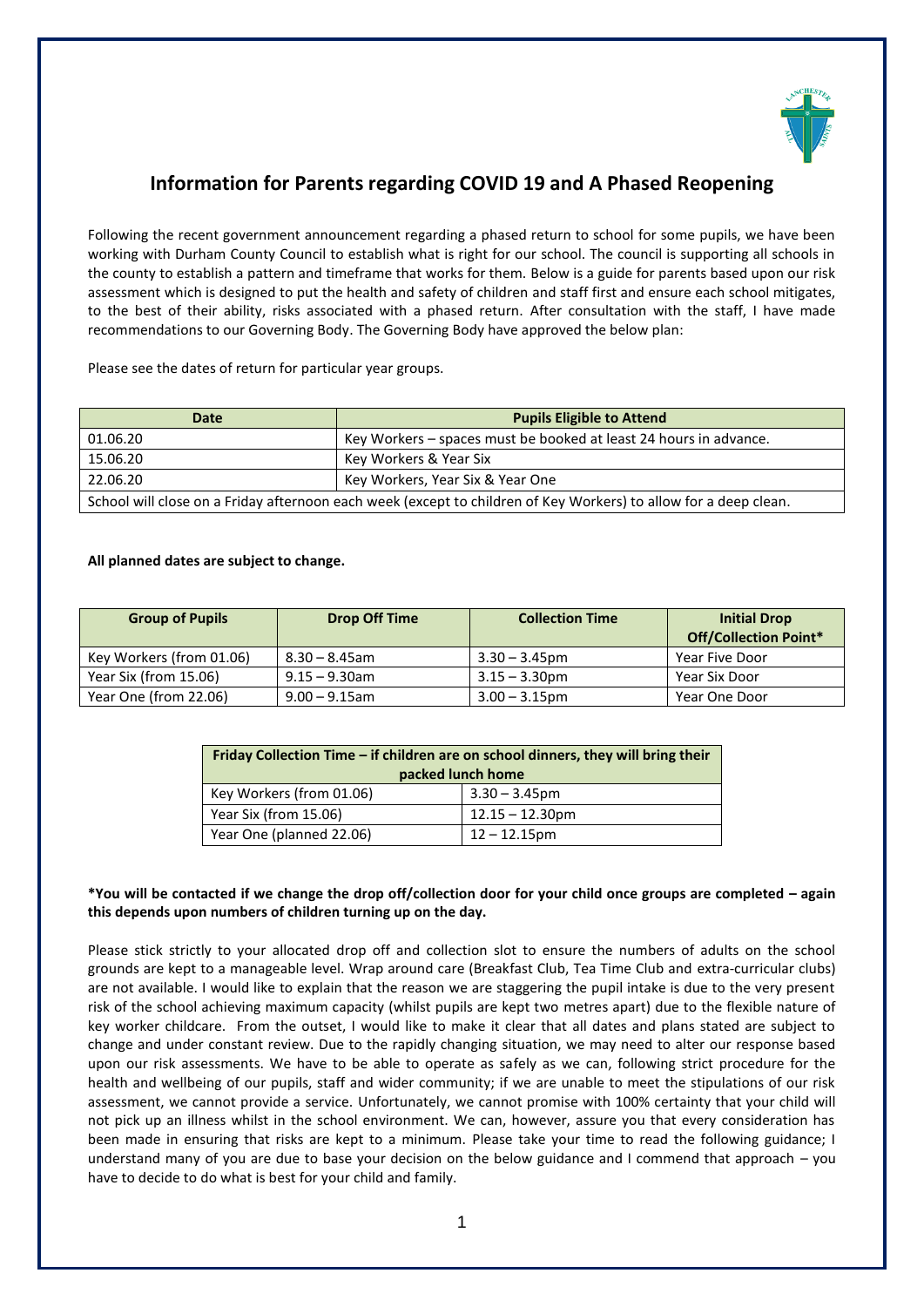# Information for Parents regarding COVID 19 and A Phased Reopening

Following the recent government announcement regarding a phased return to school for some pupils, we have been working with Durham County Council to establish what is right for our school. The council is supporting all schools in the county to establish a pattern and timeframe that works for them. Below is a guide for parents based upon our risk assessment which is designed to put the health and safety of children and staff first and ensure each school mitigates, to the best of their ability, risks associated with a phased return. After consultation with the staff, I have made recommendations to our Governing Body. The Governing Body have approved the below plan:

Please see the dates of return for particular year groups.

| Date | Pupils Eligible to Attend |
|---|---|
| 01.06.20 | Key Workers – spaces must be booked at least 24 hours in advance. |
| 15.06.20 | Key Workers & Year Six |
| 22.06.20 | Key Workers, Year Six & Year One |
| School will close on a Friday afternoon each week (except to children of Key Workers) to allow for a deep clean. | |

**All planned dates are subject to change.**

| Group of Pupils | Drop Off Time | Collection Time | Initial Drop Off/Collection Point* |
|---|---|---|---|
| Key Workers (from 01.06) | 8.30 – 8.45am | 3.30 – 3.45pm | Year Five Door |
| Year Six (from 15.06) | 9.15 – 9.30am | 3.15 – 3.30pm | Year Six Door |
| Year One (from 22.06) | 9.00 – 9.15am | 3.00 – 3.15pm | Year One Door |

| Friday Collection Time – if children are on school dinners, they will bring their packed lunch home | |
|---|---|
| Key Workers (from 01.06) | 3.30 – 3.45pm |
| Year Six (from 15.06) | 12.15 – 12.30pm |
| Year One (planned 22.06) | 12 – 12.15pm |

**\*You will be contacted if we change the drop off/collection door for your child once groups are completed – again this depends upon numbers of children turning up on the day.**

Please stick strictly to your allocated drop off and collection slot to ensure the numbers of adults on the school grounds are kept to a manageable level. Wrap around care (Breakfast Club, Tea Time Club and extra-curricular clubs) are not available. I would like to explain that the reason we are staggering the pupil intake is due to the very present risk of the school achieving maximum capacity (whilst pupils are kept two metres apart) due to the flexible nature of key worker childcare. From the outset, I would like to make it clear that all dates and plans stated are subject to change and under constant review. Due to the rapidly changing situation, we may need to alter our response based upon our risk assessments. We have to be able to operate as safely as we can, following strict procedure for the health and wellbeing of our pupils, staff and wider community; if we are unable to meet the stipulations of our risk assessment, we cannot provide a service. Unfortunately, we cannot promise with 100% certainty that your child will not pick up an illness whilst in the school environment. We can, however, assure you that every consideration has been made in ensuring that risks are kept to a minimum. Please take your time to read the following guidance; I understand many of you are due to base your decision on the below guidance and I commend that approach – you have to decide to do what is best for your child and family.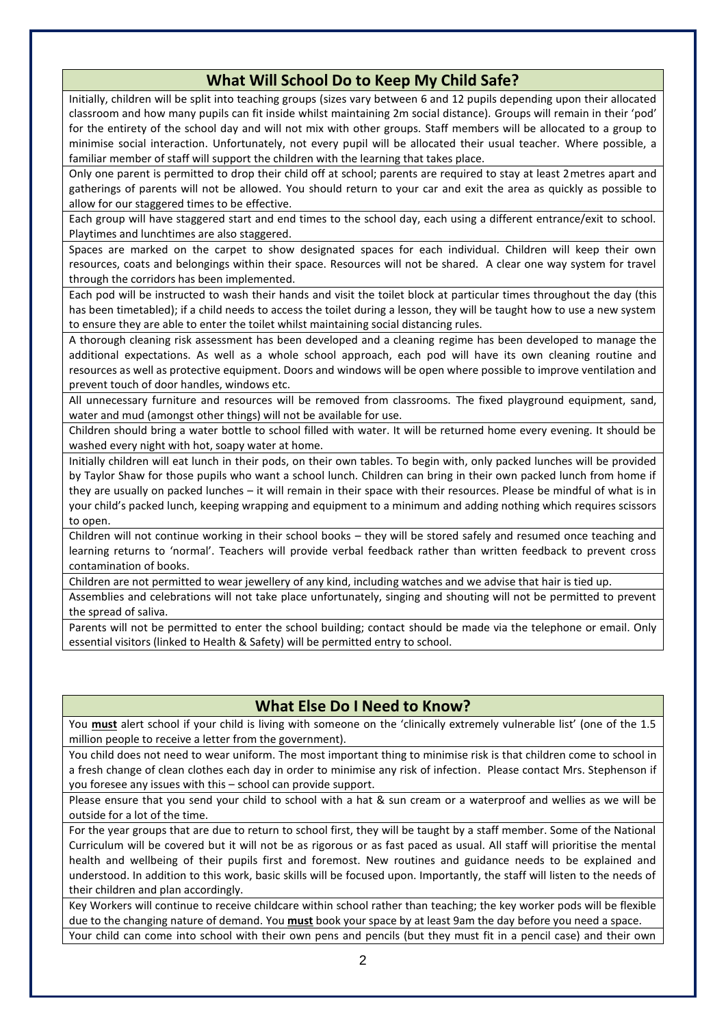## What Will School Do to Keep My Child Safe?

Initially, children will be split into teaching groups (sizes vary between 6 and 12 pupils depending upon their allocated classroom and how many pupils can fit inside whilst maintaining 2m social distance). Groups will remain in their 'pod' for the entirety of the school day and will not mix with other groups. Staff members will be allocated to a group to minimise social interaction. Unfortunately, not every pupil will be allocated their usual teacher. Where possible, a familiar member of staff will support the children with the learning that takes place.

Only one parent is permitted to drop their child off at school; parents are required to stay at least 2metres apart and gatherings of parents will not be allowed. You should return to your car and exit the area as quickly as possible to allow for our staggered times to be effective.

Each group will have staggered start and end times to the school day, each using a different entrance/exit to school. Playtimes and lunchtimes are also staggered.

Spaces are marked on the carpet to show designated spaces for each individual. Children will keep their own resources, coats and belongings within their space. Resources will not be shared. A clear one way system for travel through the corridors has been implemented.

Each pod will be instructed to wash their hands and visit the toilet block at particular times throughout the day (this has been timetabled); if a child needs to access the toilet during a lesson, they will be taught how to use a new system to ensure they are able to enter the toilet whilst maintaining social distancing rules.

A thorough cleaning risk assessment has been developed and a cleaning regime has been developed to manage the additional expectations. As well as a whole school approach, each pod will have its own cleaning routine and resources as well as protective equipment. Doors and windows will be open where possible to improve ventilation and prevent touch of door handles, windows etc.

All unnecessary furniture and resources will be removed from classrooms. The fixed playground equipment, sand, water and mud (amongst other things) will not be available for use.

Children should bring a water bottle to school filled with water. It will be returned home every evening. It should be washed every night with hot, soapy water at home.

Initially children will eat lunch in their pods, on their own tables. To begin with, only packed lunches will be provided by Taylor Shaw for those pupils who want a school lunch. Children can bring in their own packed lunch from home if they are usually on packed lunches – it will remain in their space with their resources. Please be mindful of what is in your child's packed lunch, keeping wrapping and equipment to a minimum and adding nothing which requires scissors to open.

Children will not continue working in their school books – they will be stored safely and resumed once teaching and learning returns to 'normal'. Teachers will provide verbal feedback rather than written feedback to prevent cross contamination of books.

Children are not permitted to wear jewellery of any kind, including watches and we advise that hair is tied up.

Assemblies and celebrations will not take place unfortunately, singing and shouting will not be permitted to prevent the spread of saliva.

Parents will not be permitted to enter the school building; contact should be made via the telephone or email. Only essential visitors (linked to Health & Safety) will be permitted entry to school.

## What Else Do I Need to Know?

You **must** alert school if your child is living with someone on the 'clinically extremely vulnerable list' (one of the 1.5 million people to receive a letter from the government).

You child does not need to wear uniform. The most important thing to minimise risk is that children come to school in a fresh change of clean clothes each day in order to minimise any risk of infection. Please contact Mrs. Stephenson if you foresee any issues with this – school can provide support.

Please ensure that you send your child to school with a hat & sun cream or a waterproof and wellies as we will be outside for a lot of the time.

For the year groups that are due to return to school first, they will be taught by a staff member. Some of the National Curriculum will be covered but it will not be as rigorous or as fast paced as usual. All staff will prioritise the mental health and wellbeing of their pupils first and foremost. New routines and guidance needs to be explained and understood. In addition to this work, basic skills will be focused upon. Importantly, the staff will listen to the needs of their children and plan accordingly.

Key Workers will continue to receive childcare within school rather than teaching; the key worker pods will be flexible due to the changing nature of demand. You **must** book your space by at least 9am the day before you need a space.

Your child can come into school with their own pens and pencils (but they must fit in a pencil case) and their own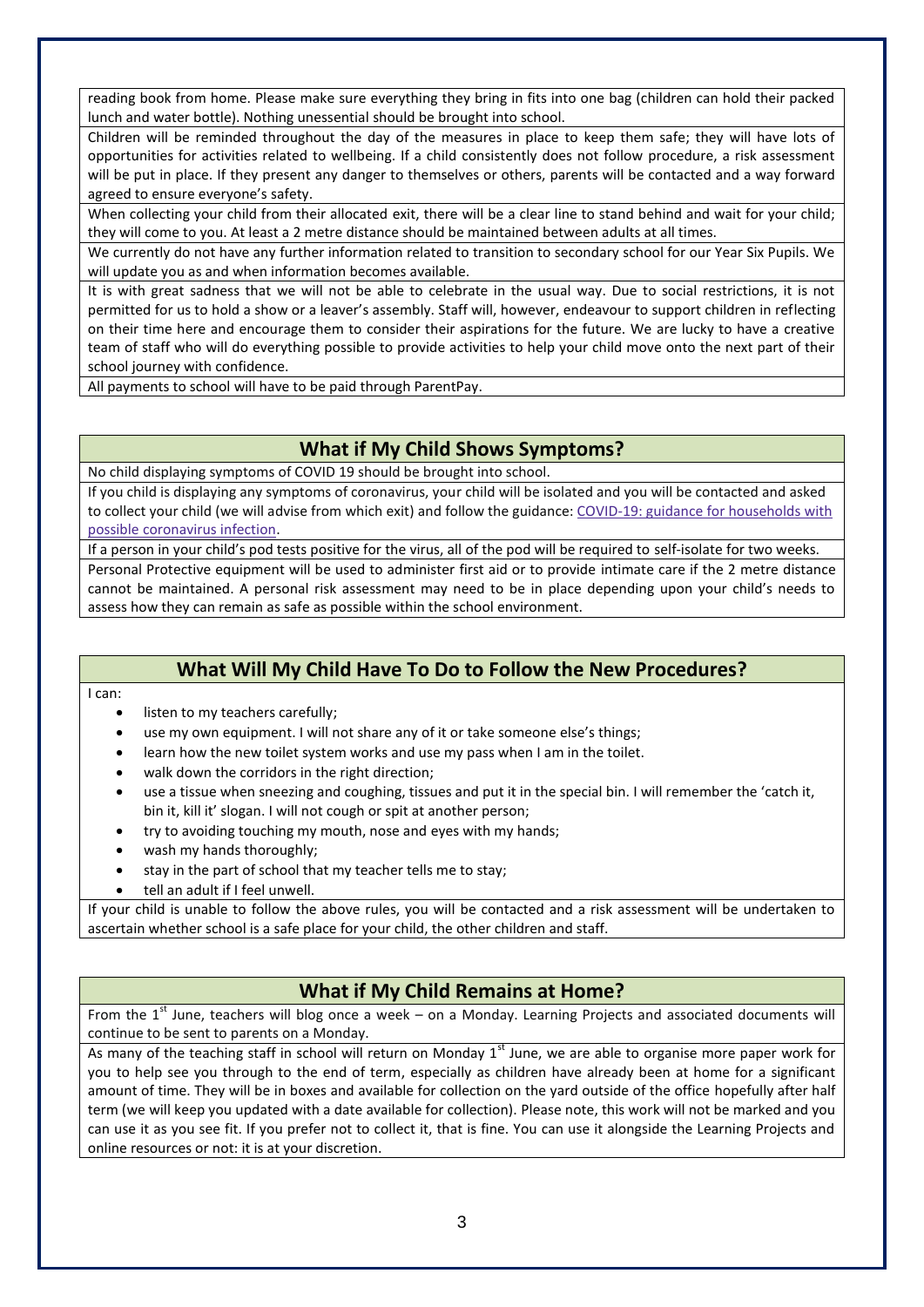reading book from home. Please make sure everything they bring in fits into one bag (children can hold their packed lunch and water bottle). Nothing unessential should be brought into school.

Children will be reminded throughout the day of the measures in place to keep them safe; they will have lots of opportunities for activities related to wellbeing. If a child consistently does not follow procedure, a risk assessment will be put in place. If they present any danger to themselves or others, parents will be contacted and a way forward agreed to ensure everyone's safety.

When collecting your child from their allocated exit, there will be a clear line to stand behind and wait for your child; they will come to you. At least a 2 metre distance should be maintained between adults at all times.

We currently do not have any further information related to transition to secondary school for our Year Six Pupils. We will update you as and when information becomes available.

It is with great sadness that we will not be able to celebrate in the usual way. Due to social restrictions, it is not permitted for us to hold a show or a leaver's assembly. Staff will, however, endeavour to support children in reflecting on their time here and encourage them to consider their aspirations for the future. We are lucky to have a creative team of staff who will do everything possible to provide activities to help your child move onto the next part of their school journey with confidence.

All payments to school will have to be paid through ParentPay.

## What if My Child Shows Symptoms?

No child displaying symptoms of COVID 19 should be brought into school.

If you child is displaying any symptoms of coronavirus, your child will be isolated and you will be contacted and asked to collect your child (we will advise from which exit) and follow the guidance: COVID-19: guidance for households with possible coronavirus infection.

If a person in your child's pod tests positive for the virus, all of the pod will be required to self-isolate for two weeks.

Personal Protective equipment will be used to administer first aid or to provide intimate care if the 2 metre distance cannot be maintained. A personal risk assessment may need to be in place depending upon your child's needs to assess how they can remain as safe as possible within the school environment.

## What Will My Child Have To Do to Follow the New Procedures?

I can:

- listen to my teachers carefully;
- use my own equipment. I will not share any of it or take someone else's things;
- learn how the new toilet system works and use my pass when I am in the toilet.
- walk down the corridors in the right direction;
- use a tissue when sneezing and coughing, tissues and put it in the special bin. I will remember the 'catch it, bin it, kill it' slogan. I will not cough or spit at another person;
- try to avoiding touching my mouth, nose and eyes with my hands;
- wash my hands thoroughly;
- stay in the part of school that my teacher tells me to stay;
- tell an adult if I feel unwell.

If your child is unable to follow the above rules, you will be contacted and a risk assessment will be undertaken to ascertain whether school is a safe place for your child, the other children and staff.

## What if My Child Remains at Home?

From the 1st June, teachers will blog once a week – on a Monday. Learning Projects and associated documents will continue to be sent to parents on a Monday.

As many of the teaching staff in school will return on Monday 1st June, we are able to organise more paper work for you to help see you through to the end of term, especially as children have already been at home for a significant amount of time. They will be in boxes and available for collection on the yard outside of the office hopefully after half term (we will keep you updated with a date available for collection). Please note, this work will not be marked and you can use it as you see fit. If you prefer not to collect it, that is fine. You can use it alongside the Learning Projects and online resources or not: it is at your discretion.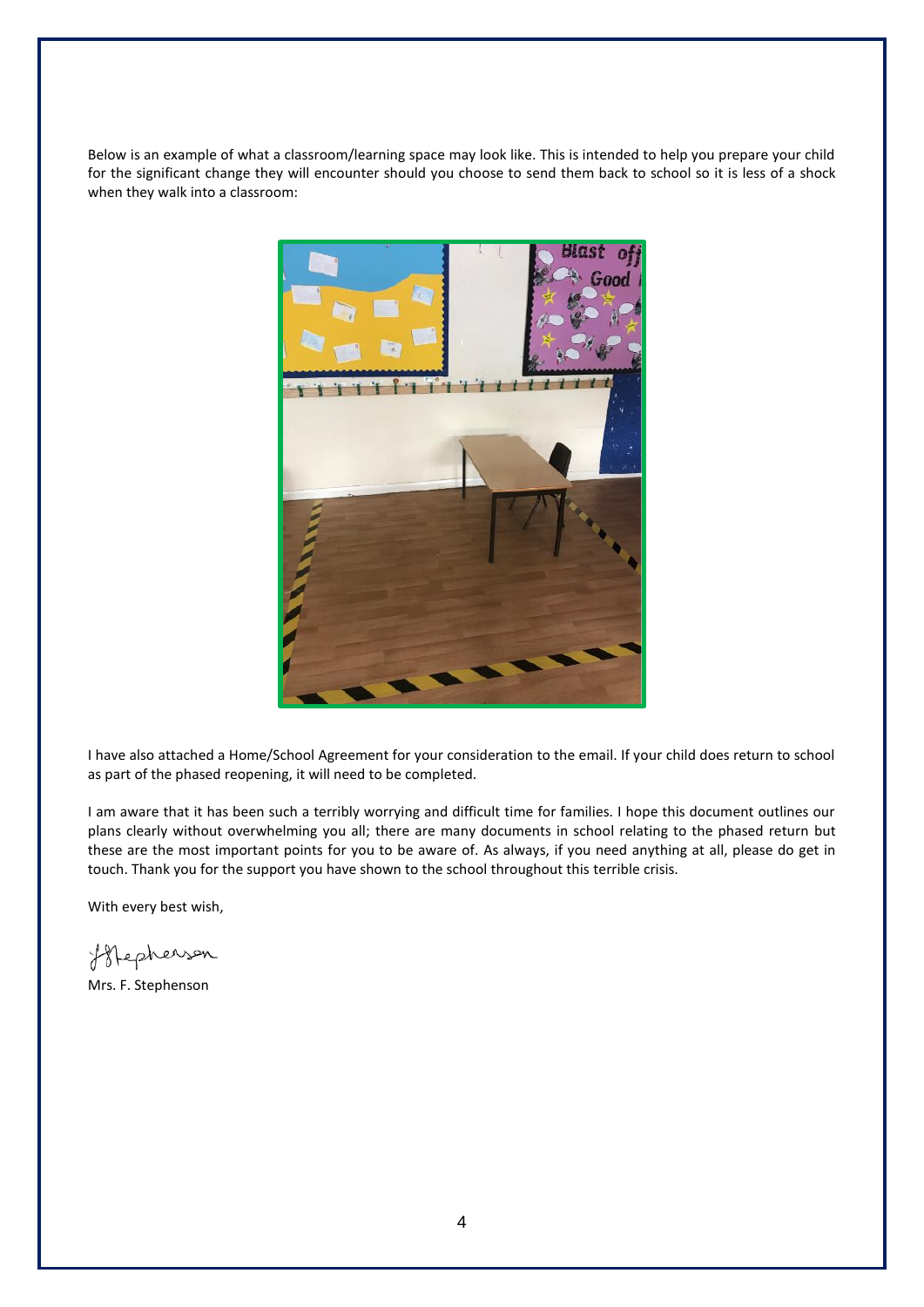Below is an example of what a classroom/learning space may look like. This is intended to help you prepare your child for the significant change they will encounter should you choose to send them back to school so it is less of a shock when they walk into a classroom:

I have also attached a Home/School Agreement for your consideration to the email. If your child does return to school as part of the phased reopening, it will need to be completed.

I am aware that it has been such a terribly worrying and difficult time for families. I hope this document outlines our plans clearly without overwhelming you all; there are many documents in school relating to the phased return but these are the most important points for you to be aware of. As always, if you need anything at all, please do get in touch. Thank you for the support you have shown to the school throughout this terrible crisis.

With every best wish,

FStephenson

Mrs. F. Stephenson